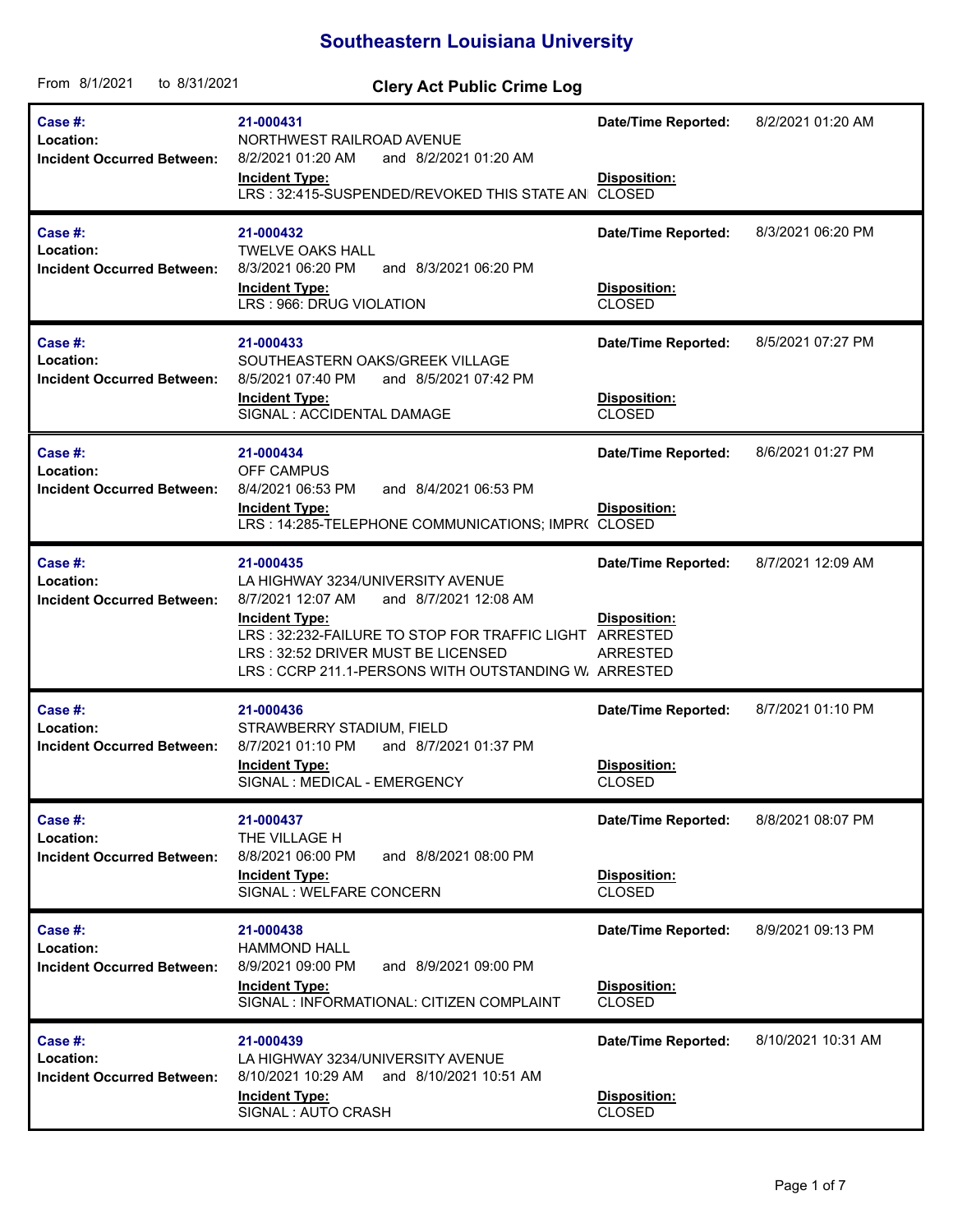# Southeastern Louisiana University

From 8/1/2021 to 8/31/2021

## Clery Act Public Crime Log

| Case # | Location | Incident Occurred Between | Incident Type | Date/Time Reported | Disposition |
|---|---|---|---|---|---|
| 21-000431 | NORTHWEST RAILROAD AVENUE | 8/2/2021 01:20 AM and 8/2/2021 01:20 AM | LRS : 32:415-SUSPENDED/REVOKED THIS STATE AN | 8/2/2021 01:20 AM | CLOSED |
| 21-000432 | TWELVE OAKS HALL | 8/3/2021 06:20 PM and 8/3/2021 06:20 PM | LRS : 966: DRUG VIOLATION | 8/3/2021 06:20 PM | CLOSED |
| 21-000433 | SOUTHEASTERN OAKS/GREEK VILLAGE | 8/5/2021 07:40 PM and 8/5/2021 07:42 PM | SIGNAL : ACCIDENTAL DAMAGE | 8/5/2021 07:27 PM | CLOSED |
| 21-000434 | OFF CAMPUS | 8/4/2021 06:53 PM and 8/4/2021 06:53 PM | LRS : 14:285-TELEPHONE COMMUNICATIONS; IMPR( | 8/6/2021 01:27 PM | CLOSED |
| 21-000435 | LA HIGHWAY 3234/UNIVERSITY AVENUE | 8/7/2021 12:07 AM and 8/7/2021 12:08 AM | LRS : 32:232-FAILURE TO STOP FOR TRAFFIC LIGHT<br>LRS : 32:52 DRIVER MUST BE LICENSED<br>LRS : CCRP 211.1-PERSONS WITH OUTSTANDING W. | 8/7/2021 12:09 AM | ARRESTED<br>ARRESTED<br>ARRESTED |
| 21-000436 | STRAWBERRY STADIUM, FIELD | 8/7/2021 01:10 PM and 8/7/2021 01:37 PM | SIGNAL : MEDICAL - EMERGENCY | 8/7/2021 01:10 PM | CLOSED |
| 21-000437 | THE VILLAGE H | 8/8/2021 06:00 PM and 8/8/2021 08:00 PM | SIGNAL : WELFARE CONCERN | 8/8/2021 08:07 PM | CLOSED |
| 21-000438 | HAMMOND HALL | 8/9/2021 09:00 PM and 8/9/2021 09:00 PM | SIGNAL : INFORMATIONAL: CITIZEN COMPLAINT | 8/9/2021 09:13 PM | CLOSED |
| 21-000439 | LA HIGHWAY 3234/UNIVERSITY AVENUE | 8/10/2021 10:29 AM and 8/10/2021 10:51 AM | SIGNAL : AUTO CRASH | 8/10/2021 10:31 AM | CLOSED |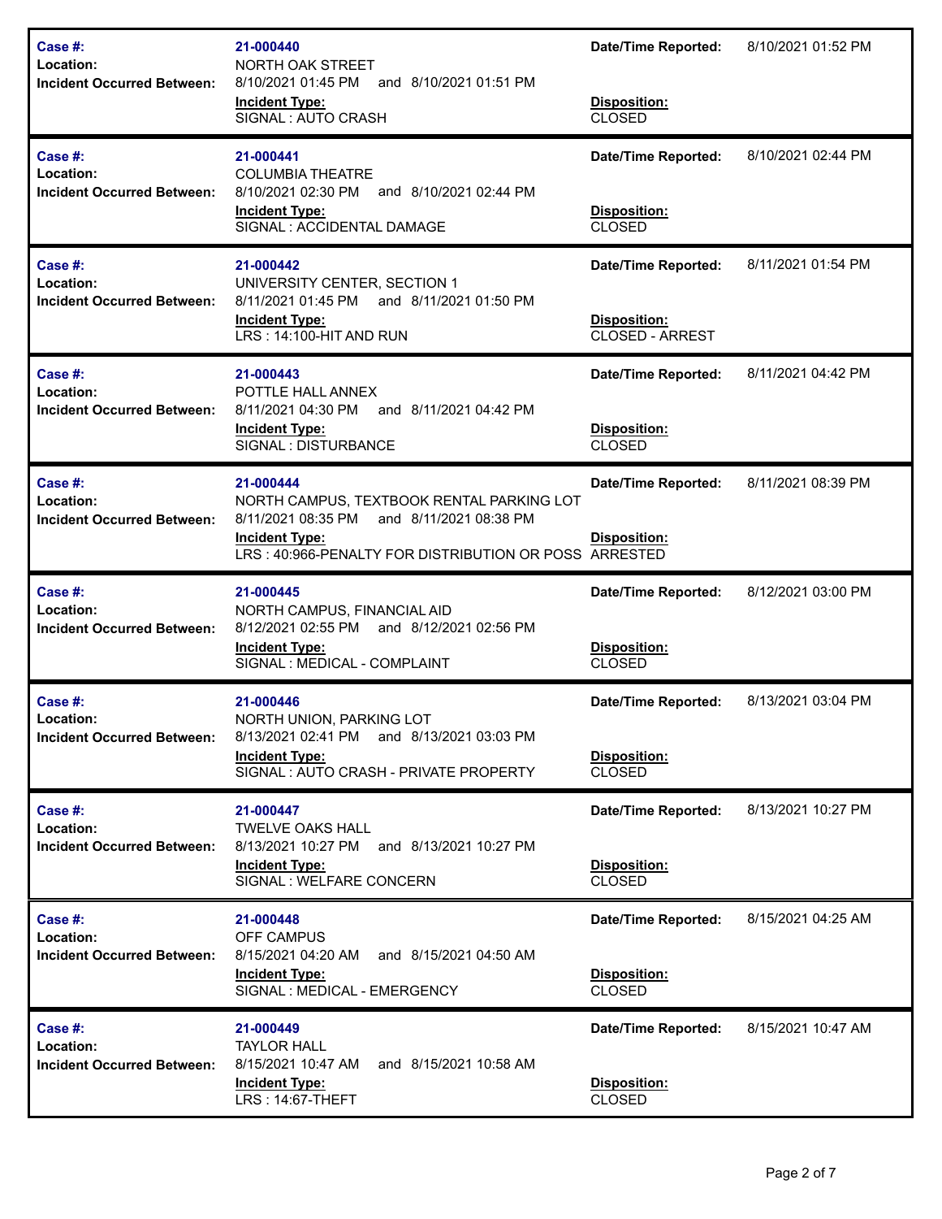| Case #: | 21-000440 | Date/Time Reported: | 8/10/2021 01:52 PM |
|---|---|---|---|
| Location: | NORTH OAK STREET | | |
| Incident Occurred Between: | 8/10/2021 01:45 PM and 8/10/2021 01:51 PM | | |
| | **Incident Type:** SIGNAL : AUTO CRASH | **Disposition:** CLOSED | |

| Case #: | 21-000441 | Date/Time Reported: | 8/10/2021 02:44 PM |
|---|---|---|---|
| Location: | COLUMBIA THEATRE | | |
| Incident Occurred Between: | 8/10/2021 02:30 PM and 8/10/2021 02:44 PM | | |
| | **Incident Type:** SIGNAL : ACCIDENTAL DAMAGE | **Disposition:** CLOSED | |

| Case #: | 21-000442 | Date/Time Reported: | 8/11/2021 01:54 PM |
|---|---|---|---|
| Location: | UNIVERSITY CENTER, SECTION 1 | | |
| Incident Occurred Between: | 8/11/2021 01:45 PM and 8/11/2021 01:50 PM | | |
| | **Incident Type:** LRS : 14:100-HIT AND RUN | **Disposition:** CLOSED - ARREST | |

| Case #: | 21-000443 | Date/Time Reported: | 8/11/2021 04:42 PM |
|---|---|---|---|
| Location: | POTTLE HALL ANNEX | | |
| Incident Occurred Between: | 8/11/2021 04:30 PM and 8/11/2021 04:42 PM | | |
| | **Incident Type:** SIGNAL : DISTURBANCE | **Disposition:** CLOSED | |

| Case #: | 21-000444 | Date/Time Reported: | 8/11/2021 08:39 PM |
|---|---|---|---|
| Location: | NORTH CAMPUS, TEXTBOOK RENTAL PARKING LOT | | |
| Incident Occurred Between: | 8/11/2021 08:35 PM and 8/11/2021 08:38 PM | | |
| | **Incident Type:** LRS : 40:966-PENALTY FOR DISTRIBUTION OR POSS | **Disposition:** ARRESTED | |

| Case #: | 21-000445 | Date/Time Reported: | 8/12/2021 03:00 PM |
|---|---|---|---|
| Location: | NORTH CAMPUS, FINANCIAL AID | | |
| Incident Occurred Between: | 8/12/2021 02:55 PM and 8/12/2021 02:56 PM | | |
| | **Incident Type:** SIGNAL : MEDICAL - COMPLAINT | **Disposition:** CLOSED | |

| Case #: | 21-000446 | Date/Time Reported: | 8/13/2021 03:04 PM |
|---|---|---|---|
| Location: | NORTH UNION, PARKING LOT | | |
| Incident Occurred Between: | 8/13/2021 02:41 PM and 8/13/2021 03:03 PM | | |
| | **Incident Type:** SIGNAL : AUTO CRASH - PRIVATE PROPERTY | **Disposition:** CLOSED | |

| Case #: | 21-000447 | Date/Time Reported: | 8/13/2021 10:27 PM |
|---|---|---|---|
| Location: | TWELVE OAKS HALL | | |
| Incident Occurred Between: | 8/13/2021 10:27 PM and 8/13/2021 10:27 PM | | |
| | **Incident Type:** SIGNAL : WELFARE CONCERN | **Disposition:** CLOSED | |

| Case #: | 21-000448 | Date/Time Reported: | 8/15/2021 04:25 AM |
|---|---|---|---|
| Location: | OFF CAMPUS | | |
| Incident Occurred Between: | 8/15/2021 04:20 AM and 8/15/2021 04:50 AM | | |
| | **Incident Type:** SIGNAL : MEDICAL - EMERGENCY | **Disposition:** CLOSED | |

| Case #: | 21-000449 | Date/Time Reported: | 8/15/2021 10:47 AM |
|---|---|---|---|
| Location: | TAYLOR HALL | | |
| Incident Occurred Between: | 8/15/2021 10:47 AM and 8/15/2021 10:58 AM | | |
| | **Incident Type:** LRS : 14:67-THEFT | **Disposition:** CLOSED | |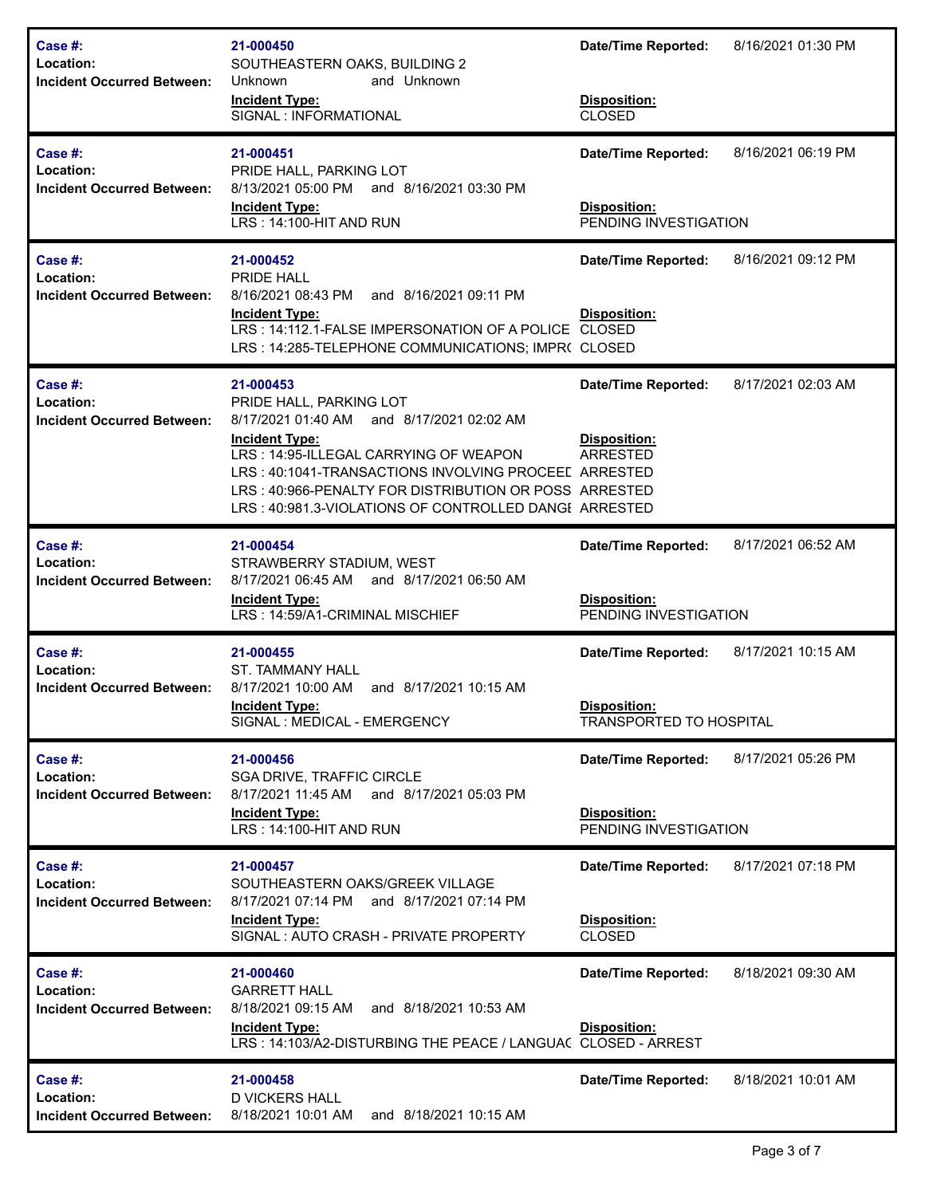| | | | |
|---|---|---|---|
| **Case #:** | **21-000450** | **Date/Time Reported:** | 8/16/2021 01:30 PM |
| **Location:** | SOUTHEASTERN OAKS, BUILDING 2 | | |
| **Incident Occurred Between:** | Unknown and Unknown | | |
| | **Incident Type:** | **Disposition:** | |
| | SIGNAL : INFORMATIONAL | CLOSED | |

| | | | |
|---|---|---|---|
| **Case #:** | **21-000451** | **Date/Time Reported:** | 8/16/2021 06:19 PM |
| **Location:** | PRIDE HALL, PARKING LOT | | |
| **Incident Occurred Between:** | 8/13/2021 05:00 PM and 8/16/2021 03:30 PM | | |
| | **Incident Type:** | **Disposition:** | |
| | LRS : 14:100-HIT AND RUN | PENDING INVESTIGATION | |

| | | | |
|---|---|---|---|
| **Case #:** | **21-000452** | **Date/Time Reported:** | 8/16/2021 09:12 PM |
| **Location:** | PRIDE HALL | | |
| **Incident Occurred Between:** | 8/16/2021 08:43 PM and 8/16/2021 09:11 PM | | |
| | **Incident Type:** | **Disposition:** | |
| | LRS : 14:112.1-FALSE IMPERSONATION OF A POLICE | CLOSED | |
| | LRS : 14:285-TELEPHONE COMMUNICATIONS; IMPR( | CLOSED | |

| | | | |
|---|---|---|---|
| **Case #:** | **21-000453** | **Date/Time Reported:** | 8/17/2021 02:03 AM |
| **Location:** | PRIDE HALL, PARKING LOT | | |
| **Incident Occurred Between:** | 8/17/2021 01:40 AM and 8/17/2021 02:02 AM | | |
| | **Incident Type:** | **Disposition:** | |
| | LRS : 14:95-ILLEGAL CARRYING OF WEAPON | ARRESTED | |
| | LRS : 40:1041-TRANSACTIONS INVOLVING PROCEED | ARRESTED | |
| | LRS : 40:966-PENALTY FOR DISTRIBUTION OR POSS | ARRESTED | |
| | LRS : 40:981.3-VIOLATIONS OF CONTROLLED DANGI | ARRESTED | |

| | | | |
|---|---|---|---|
| **Case #:** | **21-000454** | **Date/Time Reported:** | 8/17/2021 06:52 AM |
| **Location:** | STRAWBERRY STADIUM, WEST | | |
| **Incident Occurred Between:** | 8/17/2021 06:45 AM and 8/17/2021 06:50 AM | | |
| | **Incident Type:** | **Disposition:** | |
| | LRS : 14:59/A1-CRIMINAL MISCHIEF | PENDING INVESTIGATION | |

| | | | |
|---|---|---|---|
| **Case #:** | **21-000455** | **Date/Time Reported:** | 8/17/2021 10:15 AM |
| **Location:** | ST. TAMMANY HALL | | |
| **Incident Occurred Between:** | 8/17/2021 10:00 AM and 8/17/2021 10:15 AM | | |
| | **Incident Type:** | **Disposition:** | |
| | SIGNAL : MEDICAL - EMERGENCY | TRANSPORTED TO HOSPITAL | |

| | | | |
|---|---|---|---|
| **Case #:** | **21-000456** | **Date/Time Reported:** | 8/17/2021 05:26 PM |
| **Location:** | SGA DRIVE, TRAFFIC CIRCLE | | |
| **Incident Occurred Between:** | 8/17/2021 11:45 AM and 8/17/2021 05:03 PM | | |
| | **Incident Type:** | **Disposition:** | |
| | LRS : 14:100-HIT AND RUN | PENDING INVESTIGATION | |

| | | | |
|---|---|---|---|
| **Case #:** | **21-000457** | **Date/Time Reported:** | 8/17/2021 07:18 PM |
| **Location:** | SOUTHEASTERN OAKS/GREEK VILLAGE | | |
| **Incident Occurred Between:** | 8/17/2021 07:14 PM and 8/17/2021 07:14 PM | | |
| | **Incident Type:** | **Disposition:** | |
| | SIGNAL : AUTO CRASH - PRIVATE PROPERTY | CLOSED | |

| | | | |
|---|---|---|---|
| **Case #:** | **21-000460** | **Date/Time Reported:** | 8/18/2021 09:30 AM |
| **Location:** | GARRETT HALL | | |
| **Incident Occurred Between:** | 8/18/2021 09:15 AM and 8/18/2021 10:53 AM | | |
| | **Incident Type:** | **Disposition:** | |
| | LRS : 14:103/A2-DISTURBING THE PEACE / LANGUA( | CLOSED - ARREST | |

| | | | |
|---|---|---|---|
| **Case #:** | **21-000458** | **Date/Time Reported:** | 8/18/2021 10:01 AM |
| **Location:** | D VICKERS HALL | | |
| **Incident Occurred Between:** | 8/18/2021 10:01 AM and 8/18/2021 10:15 AM | | |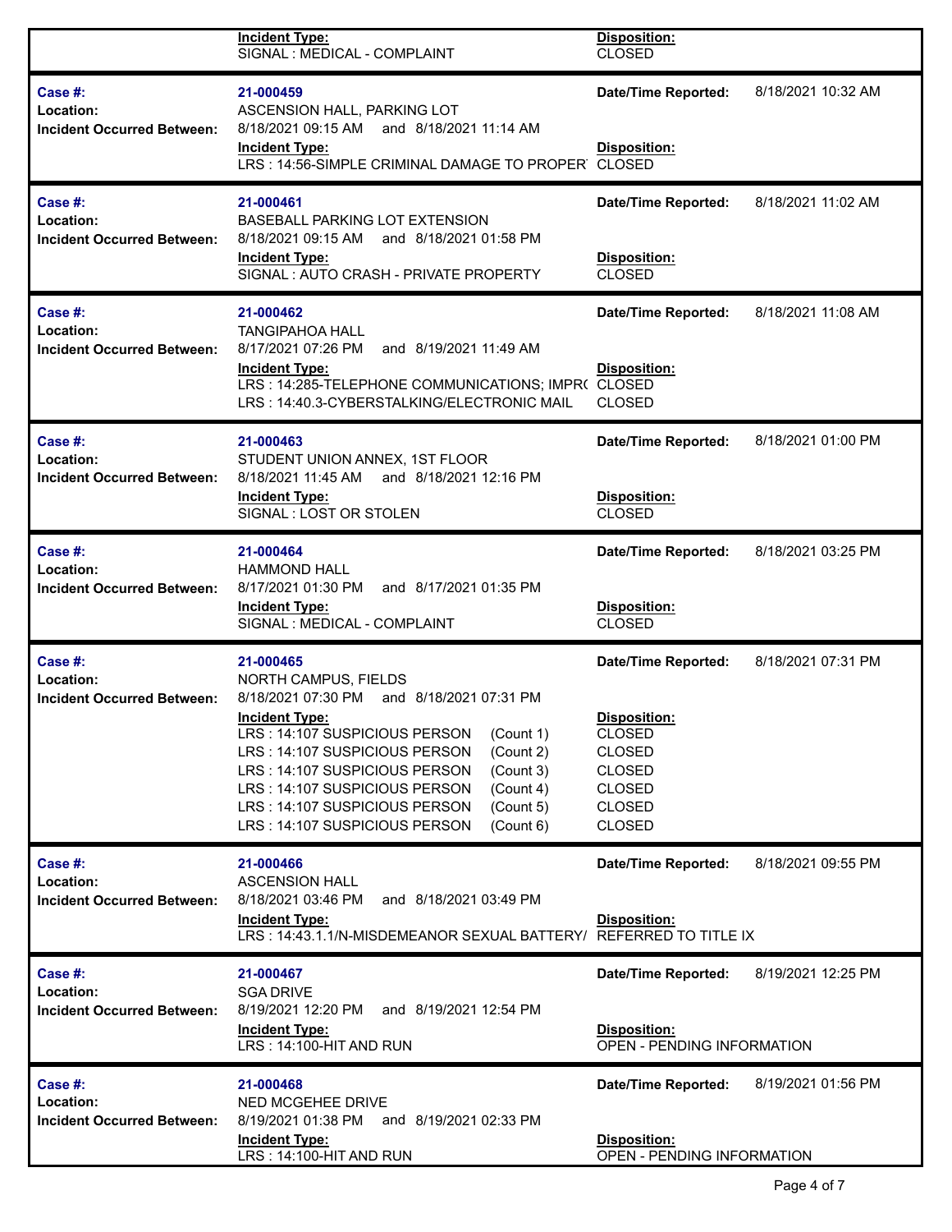| | Incident Type: | Disposition: |
|---|---|---|
| | SIGNAL : MEDICAL - COMPLAINT | CLOSED |

| | | | |
|---|---|---|---|
| **Case #:** | **21-000459** | **Date/Time Reported:** | 8/18/2021 10:32 AM |
| **Location:** | ASCENSION HALL, PARKING LOT | | |
| **Incident Occurred Between:** | 8/18/2021 09:15 AM and 8/18/2021 11:14 AM | | |
| | **Incident Type:** | **Disposition:** | |
| | LRS : 14:56-SIMPLE CRIMINAL DAMAGE TO PROPER | CLOSED | |

| | | | |
|---|---|---|---|
| **Case #:** | **21-000461** | **Date/Time Reported:** | 8/18/2021 11:02 AM |
| **Location:** | BASEBALL PARKING LOT EXTENSION | | |
| **Incident Occurred Between:** | 8/18/2021 09:15 AM and 8/18/2021 01:58 PM | | |
| | **Incident Type:** | **Disposition:** | |
| | SIGNAL : AUTO CRASH - PRIVATE PROPERTY | CLOSED | |

| | | | |
|---|---|---|---|
| **Case #:** | **21-000462** | **Date/Time Reported:** | 8/18/2021 11:08 AM |
| **Location:** | TANGIPAHOA HALL | | |
| **Incident Occurred Between:** | 8/17/2021 07:26 PM and 8/19/2021 11:49 AM | | |
| | **Incident Type:** | **Disposition:** | |
| | LRS : 14:285-TELEPHONE COMMUNICATIONS; IMPR( | CLOSED | |
| | LRS : 14:40.3-CYBERSTALKING/ELECTRONIC MAIL | CLOSED | |

| | | | |
|---|---|---|---|
| **Case #:** | **21-000463** | **Date/Time Reported:** | 8/18/2021 01:00 PM |
| **Location:** | STUDENT UNION ANNEX, 1ST FLOOR | | |
| **Incident Occurred Between:** | 8/18/2021 11:45 AM and 8/18/2021 12:16 PM | | |
| | **Incident Type:** | **Disposition:** | |
| | SIGNAL : LOST OR STOLEN | CLOSED | |

| | | | |
|---|---|---|---|
| **Case #:** | **21-000464** | **Date/Time Reported:** | 8/18/2021 03:25 PM |
| **Location:** | HAMMOND HALL | | |
| **Incident Occurred Between:** | 8/17/2021 01:30 PM and 8/17/2021 01:35 PM | | |
| | **Incident Type:** | **Disposition:** | |
| | SIGNAL : MEDICAL - COMPLAINT | CLOSED | |

| | | | |
|---|---|---|---|
| **Case #:** | **21-000465** | **Date/Time Reported:** | 8/18/2021 07:31 PM |
| **Location:** | NORTH CAMPUS, FIELDS | | |
| **Incident Occurred Between:** | 8/18/2021 07:30 PM and 8/18/2021 07:31 PM | | |
| | **Incident Type:** | **Disposition:** | |
| | LRS : 14:107 SUSPICIOUS PERSON (Count 1) | CLOSED | |
| | LRS : 14:107 SUSPICIOUS PERSON (Count 2) | CLOSED | |
| | LRS : 14:107 SUSPICIOUS PERSON (Count 3) | CLOSED | |
| | LRS : 14:107 SUSPICIOUS PERSON (Count 4) | CLOSED | |
| | LRS : 14:107 SUSPICIOUS PERSON (Count 5) | CLOSED | |
| | LRS : 14:107 SUSPICIOUS PERSON (Count 6) | CLOSED | |

| | | | |
|---|---|---|---|
| **Case #:** | **21-000466** | **Date/Time Reported:** | 8/18/2021 09:55 PM |
| **Location:** | ASCENSION HALL | | |
| **Incident Occurred Between:** | 8/18/2021 03:46 PM and 8/18/2021 03:49 PM | | |
| | **Incident Type:** | **Disposition:** | |
| | LRS : 14:43.1.1/N-MISDEMEANOR SEXUAL BATTERY/ | REFERRED TO TITLE IX | |

| | | | |
|---|---|---|---|
| **Case #:** | **21-000467** | **Date/Time Reported:** | 8/19/2021 12:25 PM |
| **Location:** | SGA DRIVE | | |
| **Incident Occurred Between:** | 8/19/2021 12:20 PM and 8/19/2021 12:54 PM | | |
| | **Incident Type:** | **Disposition:** | |
| | LRS : 14:100-HIT AND RUN | OPEN - PENDING INFORMATION | |

| | | | |
|---|---|---|---|
| **Case #:** | **21-000468** | **Date/Time Reported:** | 8/19/2021 01:56 PM |
| **Location:** | NED MCGEHEE DRIVE | | |
| **Incident Occurred Between:** | 8/19/2021 01:38 PM and 8/19/2021 02:33 PM | | |
| | **Incident Type:** | **Disposition:** | |
| | LRS : 14:100-HIT AND RUN | OPEN - PENDING INFORMATION | |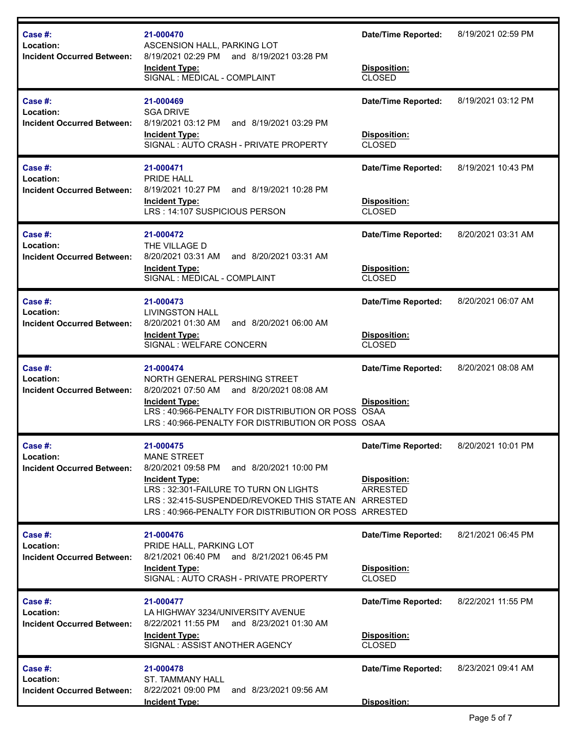| | | | |
|---|---|---|---|
| **Case #:** | **21-000470** | **Date/Time Reported:** | 8/19/2021 02:59 PM |
| **Location:** | ASCENSION HALL, PARKING LOT | | |
| **Incident Occurred Between:** | 8/19/2021 02:29 PM and 8/19/2021 03:28 PM | | |
| | **Incident Type:** | **Disposition:** | |
| | SIGNAL : MEDICAL - COMPLAINT | CLOSED | |

| | | | |
|---|---|---|---|
| **Case #:** | **21-000469** | **Date/Time Reported:** | 8/19/2021 03:12 PM |
| **Location:** | SGA DRIVE | | |
| **Incident Occurred Between:** | 8/19/2021 03:12 PM and 8/19/2021 03:29 PM | | |
| | **Incident Type:** | **Disposition:** | |
| | SIGNAL : AUTO CRASH - PRIVATE PROPERTY | CLOSED | |

| | | | |
|---|---|---|---|
| **Case #:** | **21-000471** | **Date/Time Reported:** | 8/19/2021 10:43 PM |
| **Location:** | PRIDE HALL | | |
| **Incident Occurred Between:** | 8/19/2021 10:27 PM and 8/19/2021 10:28 PM | | |
| | **Incident Type:** | **Disposition:** | |
| | LRS : 14:107 SUSPICIOUS PERSON | CLOSED | |

| | | | |
|---|---|---|---|
| **Case #:** | **21-000472** | **Date/Time Reported:** | 8/20/2021 03:31 AM |
| **Location:** | THE VILLAGE D | | |
| **Incident Occurred Between:** | 8/20/2021 03:31 AM and 8/20/2021 03:31 AM | | |
| | **Incident Type:** | **Disposition:** | |
| | SIGNAL : MEDICAL - COMPLAINT | CLOSED | |

| | | | |
|---|---|---|---|
| **Case #:** | **21-000473** | **Date/Time Reported:** | 8/20/2021 06:07 AM |
| **Location:** | LIVINGSTON HALL | | |
| **Incident Occurred Between:** | 8/20/2021 01:30 AM and 8/20/2021 06:00 AM | | |
| | **Incident Type:** | **Disposition:** | |
| | SIGNAL : WELFARE CONCERN | CLOSED | |

| | | | |
|---|---|---|---|
| **Case #:** | **21-000474** | **Date/Time Reported:** | 8/20/2021 08:08 AM |
| **Location:** | NORTH GENERAL PERSHING STREET | | |
| **Incident Occurred Between:** | 8/20/2021 07:50 AM and 8/20/2021 08:08 AM | | |
| | **Incident Type:** | **Disposition:** | |
| | LRS : 40:966-PENALTY FOR DISTRIBUTION OR POSS | OSAA | |
| | LRS : 40:966-PENALTY FOR DISTRIBUTION OR POSS | OSAA | |

| | | | |
|---|---|---|---|
| **Case #:** | **21-000475** | **Date/Time Reported:** | 8/20/2021 10:01 PM |
| **Location:** | MANE STREET | | |
| **Incident Occurred Between:** | 8/20/2021 09:58 PM and 8/20/2021 10:00 PM | | |
| | **Incident Type:** | **Disposition:** | |
| | LRS : 32:301-FAILURE TO TURN ON LIGHTS | ARRESTED | |
| | LRS : 32:415-SUSPENDED/REVOKED THIS STATE AN | ARRESTED | |
| | LRS : 40:966-PENALTY FOR DISTRIBUTION OR POSS | ARRESTED | |

| | | | |
|---|---|---|---|
| **Case #:** | **21-000476** | **Date/Time Reported:** | 8/21/2021 06:45 PM |
| **Location:** | PRIDE HALL, PARKING LOT | | |
| **Incident Occurred Between:** | 8/21/2021 06:40 PM and 8/21/2021 06:45 PM | | |
| | **Incident Type:** | **Disposition:** | |
| | SIGNAL : AUTO CRASH - PRIVATE PROPERTY | CLOSED | |

| | | | |
|---|---|---|---|
| **Case #:** | **21-000477** | **Date/Time Reported:** | 8/22/2021 11:55 PM |
| **Location:** | LA HIGHWAY 3234/UNIVERSITY AVENUE | | |
| **Incident Occurred Between:** | 8/22/2021 11:55 PM and 8/23/2021 01:30 AM | | |
| | **Incident Type:** | **Disposition:** | |
| | SIGNAL : ASSIST ANOTHER AGENCY | CLOSED | |

| | | | |
|---|---|---|---|
| **Case #:** | **21-000478** | **Date/Time Reported:** | 8/23/2021 09:41 AM |
| **Location:** | ST. TAMMANY HALL | | |
| **Incident Occurred Between:** | 8/22/2021 09:00 PM and 8/23/2021 09:56 AM | | |
| | **Incident Type:** | **Disposition:** | |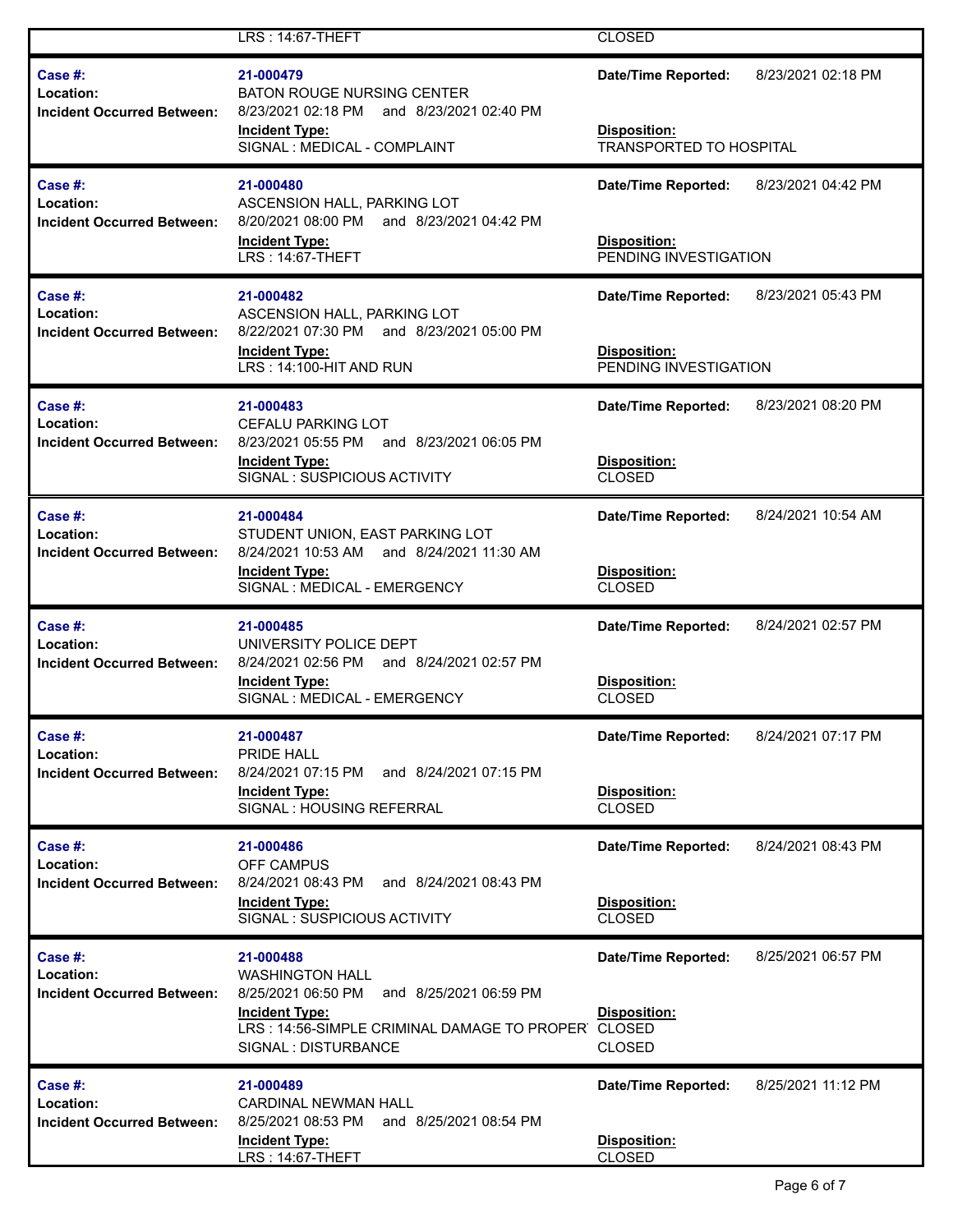| | LRS : 14:67-THEFT | CLOSED |
|---|---|---|

| | | | |
|---|---|---|---|
| **Case #:** | 21-000479 | **Date/Time Reported:** | 8/23/2021 02:18 PM |
| **Location:** | BATON ROUGE NURSING CENTER | | |
| **Incident Occurred Between:** | 8/23/2021 02:18 PM and 8/23/2021 02:40 PM | | |
| | **Incident Type:** | **Disposition:** | |
| | SIGNAL : MEDICAL - COMPLAINT | TRANSPORTED TO HOSPITAL | |

| | | | |
|---|---|---|---|
| **Case #:** | 21-000480 | **Date/Time Reported:** | 8/23/2021 04:42 PM |
| **Location:** | ASCENSION HALL, PARKING LOT | | |
| **Incident Occurred Between:** | 8/20/2021 08:00 PM and 8/23/2021 04:42 PM | | |
| | **Incident Type:** | **Disposition:** | |
| | LRS : 14:67-THEFT | PENDING INVESTIGATION | |

| | | | |
|---|---|---|---|
| **Case #:** | 21-000482 | **Date/Time Reported:** | 8/23/2021 05:43 PM |
| **Location:** | ASCENSION HALL, PARKING LOT | | |
| **Incident Occurred Between:** | 8/22/2021 07:30 PM and 8/23/2021 05:00 PM | | |
| | **Incident Type:** | **Disposition:** | |
| | LRS : 14:100-HIT AND RUN | PENDING INVESTIGATION | |

| | | | |
|---|---|---|---|
| **Case #:** | 21-000483 | **Date/Time Reported:** | 8/23/2021 08:20 PM |
| **Location:** | CEFALU PARKING LOT | | |
| **Incident Occurred Between:** | 8/23/2021 05:55 PM and 8/23/2021 06:05 PM | | |
| | **Incident Type:** | **Disposition:** | |
| | SIGNAL : SUSPICIOUS ACTIVITY | CLOSED | |

| | | | |
|---|---|---|---|
| **Case #:** | 21-000484 | **Date/Time Reported:** | 8/24/2021 10:54 AM |
| **Location:** | STUDENT UNION, EAST PARKING LOT | | |
| **Incident Occurred Between:** | 8/24/2021 10:53 AM and 8/24/2021 11:30 AM | | |
| | **Incident Type:** | **Disposition:** | |
| | SIGNAL : MEDICAL - EMERGENCY | CLOSED | |

| | | | |
|---|---|---|---|
| **Case #:** | 21-000485 | **Date/Time Reported:** | 8/24/2021 02:57 PM |
| **Location:** | UNIVERSITY POLICE DEPT | | |
| **Incident Occurred Between:** | 8/24/2021 02:56 PM and 8/24/2021 02:57 PM | | |
| | **Incident Type:** | **Disposition:** | |
| | SIGNAL : MEDICAL - EMERGENCY | CLOSED | |

| | | | |
|---|---|---|---|
| **Case #:** | 21-000487 | **Date/Time Reported:** | 8/24/2021 07:17 PM |
| **Location:** | PRIDE HALL | | |
| **Incident Occurred Between:** | 8/24/2021 07:15 PM and 8/24/2021 07:15 PM | | |
| | **Incident Type:** | **Disposition:** | |
| | SIGNAL : HOUSING REFERRAL | CLOSED | |

| | | | |
|---|---|---|---|
| **Case #:** | 21-000486 | **Date/Time Reported:** | 8/24/2021 08:43 PM |
| **Location:** | OFF CAMPUS | | |
| **Incident Occurred Between:** | 8/24/2021 08:43 PM and 8/24/2021 08:43 PM | | |
| | **Incident Type:** | **Disposition:** | |
| | SIGNAL : SUSPICIOUS ACTIVITY | CLOSED | |

| | | | |
|---|---|---|---|
| **Case #:** | 21-000488 | **Date/Time Reported:** | 8/25/2021 06:57 PM |
| **Location:** | WASHINGTON HALL | | |
| **Incident Occurred Between:** | 8/25/2021 06:50 PM and 8/25/2021 06:59 PM | | |
| | **Incident Type:** | **Disposition:** | |
| | LRS : 14:56-SIMPLE CRIMINAL DAMAGE TO PROPER | CLOSED | |
| | SIGNAL : DISTURBANCE | CLOSED | |

| | | | |
|---|---|---|---|
| **Case #:** | 21-000489 | **Date/Time Reported:** | 8/25/2021 11:12 PM |
| **Location:** | CARDINAL NEWMAN HALL | | |
| **Incident Occurred Between:** | 8/25/2021 08:53 PM and 8/25/2021 08:54 PM | | |
| | **Incident Type:** | **Disposition:** | |
| | LRS : 14:67-THEFT | CLOSED | |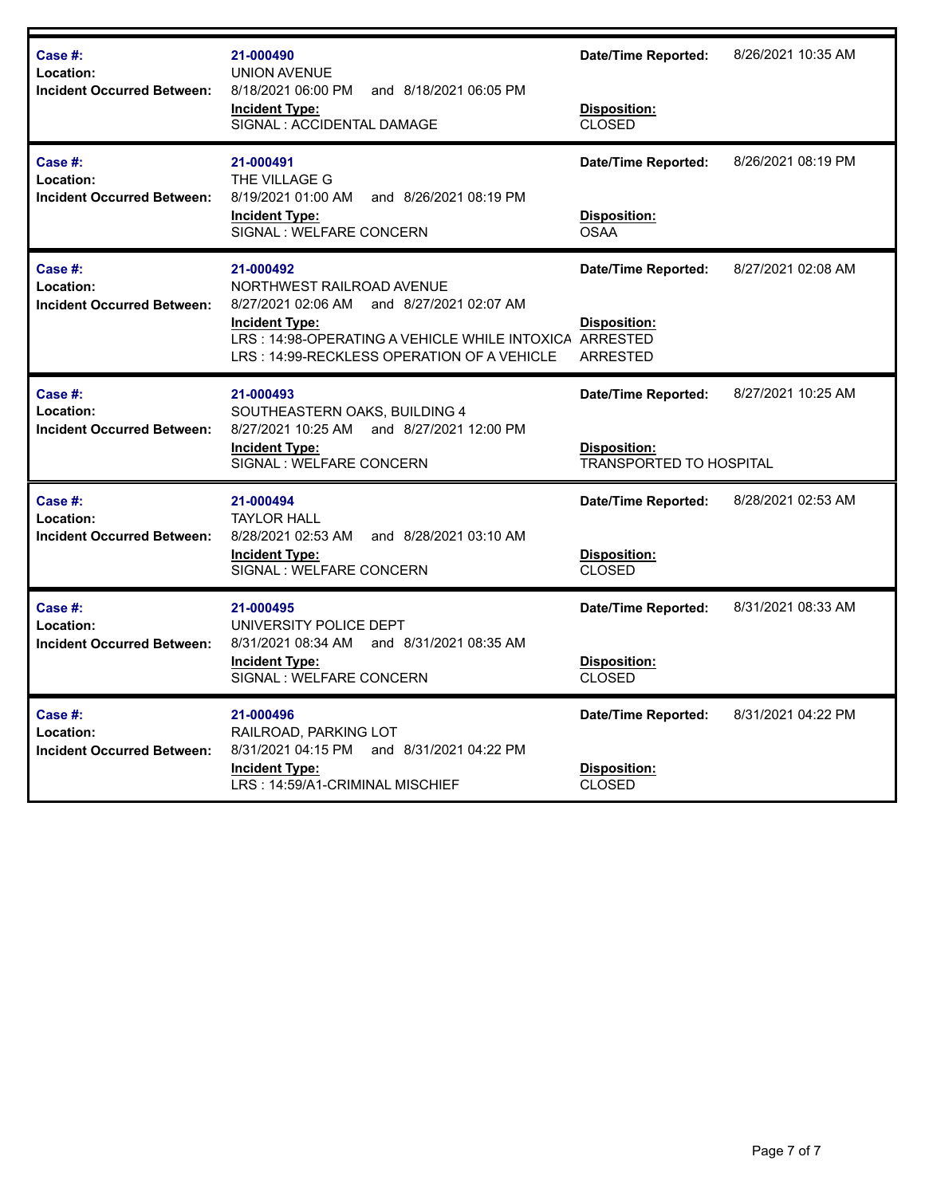| | | | |
|---|---|---|---|
| **Case #:** | **21-000490** | **Date/Time Reported:** | 8/26/2021 10:35 AM |
| **Location:** | UNION AVENUE | | |
| **Incident Occurred Between:** | 8/18/2021 06:00 PM and 8/18/2021 06:05 PM | | |
| | **Incident Type:** | **Disposition:** | |
| | SIGNAL : ACCIDENTAL DAMAGE | CLOSED | |

| | | | |
|---|---|---|---|
| **Case #:** | **21-000491** | **Date/Time Reported:** | 8/26/2021 08:19 PM |
| **Location:** | THE VILLAGE G | | |
| **Incident Occurred Between:** | 8/19/2021 01:00 AM and 8/26/2021 08:19 PM | | |
| | **Incident Type:** | **Disposition:** | |
| | SIGNAL : WELFARE CONCERN | OSAA | |

| | | | |
|---|---|---|---|
| **Case #:** | **21-000492** | **Date/Time Reported:** | 8/27/2021 02:08 AM |
| **Location:** | NORTHWEST RAILROAD AVENUE | | |
| **Incident Occurred Between:** | 8/27/2021 02:06 AM and 8/27/2021 02:07 AM | | |
| | **Incident Type:** | **Disposition:** | |
| | LRS : 14:98-OPERATING A VEHICLE WHILE INTOXICA | ARRESTED | |
| | LRS : 14:99-RECKLESS OPERATION OF A VEHICLE | ARRESTED | |

| | | | |
|---|---|---|---|
| **Case #:** | **21-000493** | **Date/Time Reported:** | 8/27/2021 10:25 AM |
| **Location:** | SOUTHEASTERN OAKS, BUILDING 4 | | |
| **Incident Occurred Between:** | 8/27/2021 10:25 AM and 8/27/2021 12:00 PM | | |
| | **Incident Type:** | **Disposition:** | |
| | SIGNAL : WELFARE CONCERN | TRANSPORTED TO HOSPITAL | |

| | | | |
|---|---|---|---|
| **Case #:** | **21-000494** | **Date/Time Reported:** | 8/28/2021 02:53 AM |
| **Location:** | TAYLOR HALL | | |
| **Incident Occurred Between:** | 8/28/2021 02:53 AM and 8/28/2021 03:10 AM | | |
| | **Incident Type:** | **Disposition:** | |
| | SIGNAL : WELFARE CONCERN | CLOSED | |

| | | | |
|---|---|---|---|
| **Case #:** | **21-000495** | **Date/Time Reported:** | 8/31/2021 08:33 AM |
| **Location:** | UNIVERSITY POLICE DEPT | | |
| **Incident Occurred Between:** | 8/31/2021 08:34 AM and 8/31/2021 08:35 AM | | |
| | **Incident Type:** | **Disposition:** | |
| | SIGNAL : WELFARE CONCERN | CLOSED | |

| | | | |
|---|---|---|---|
| **Case #:** | **21-000496** | **Date/Time Reported:** | 8/31/2021 04:22 PM |
| **Location:** | RAILROAD, PARKING LOT | | |
| **Incident Occurred Between:** | 8/31/2021 04:15 PM and 8/31/2021 04:22 PM | | |
| | **Incident Type:** | **Disposition:** | |
| | LRS : 14:59/A1-CRIMINAL MISCHIEF | CLOSED | |